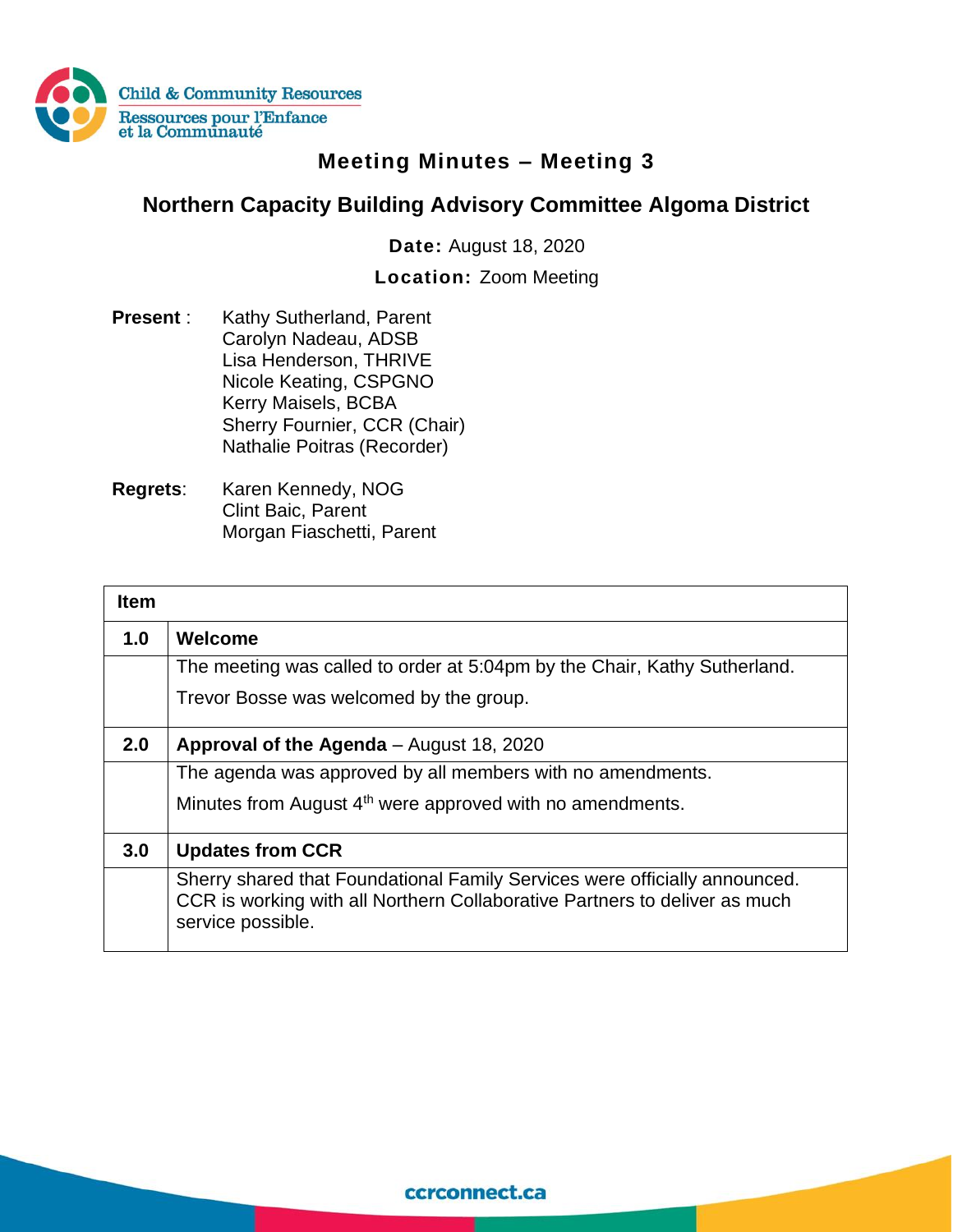Child & Community Resources
Ressources pour l'Enfance et la Communauté

# Meeting Minutes – Meeting 3

## Northern Capacity Building Advisory Committee Algoma District

**Date:** August 18, 2020

**Location:** Zoom Meeting

**Present** :
Kathy Sutherland, Parent
Carolyn Nadeau, ADSB
Lisa Henderson, THRIVE
Nicole Keating, CSPGNO
Kerry Maisels, BCBA
Sherry Fournier, CCR (Chair)
Nathalie Poitras (Recorder)

**Regrets**:
Karen Kennedy, NOG
Clint Baic, Parent
Morgan Fiaschetti, Parent

| Item | |
|---|---|
| **1.0** | **Welcome** |
| | The meeting was called to order at 5:04pm by the Chair, Kathy Sutherland.<br>Trevor Bosse was welcomed by the group. |
| **2.0** | **Approval of the Agenda** – August 18, 2020 |
| | The agenda was approved by all members with no amendments.<br>Minutes from August 4th were approved with no amendments. |
| **3.0** | **Updates from CCR** |
| | Sherry shared that Foundational Family Services were officially announced. CCR is working with all Northern Collaborative Partners to deliver as much service possible. |

ccrconnect.ca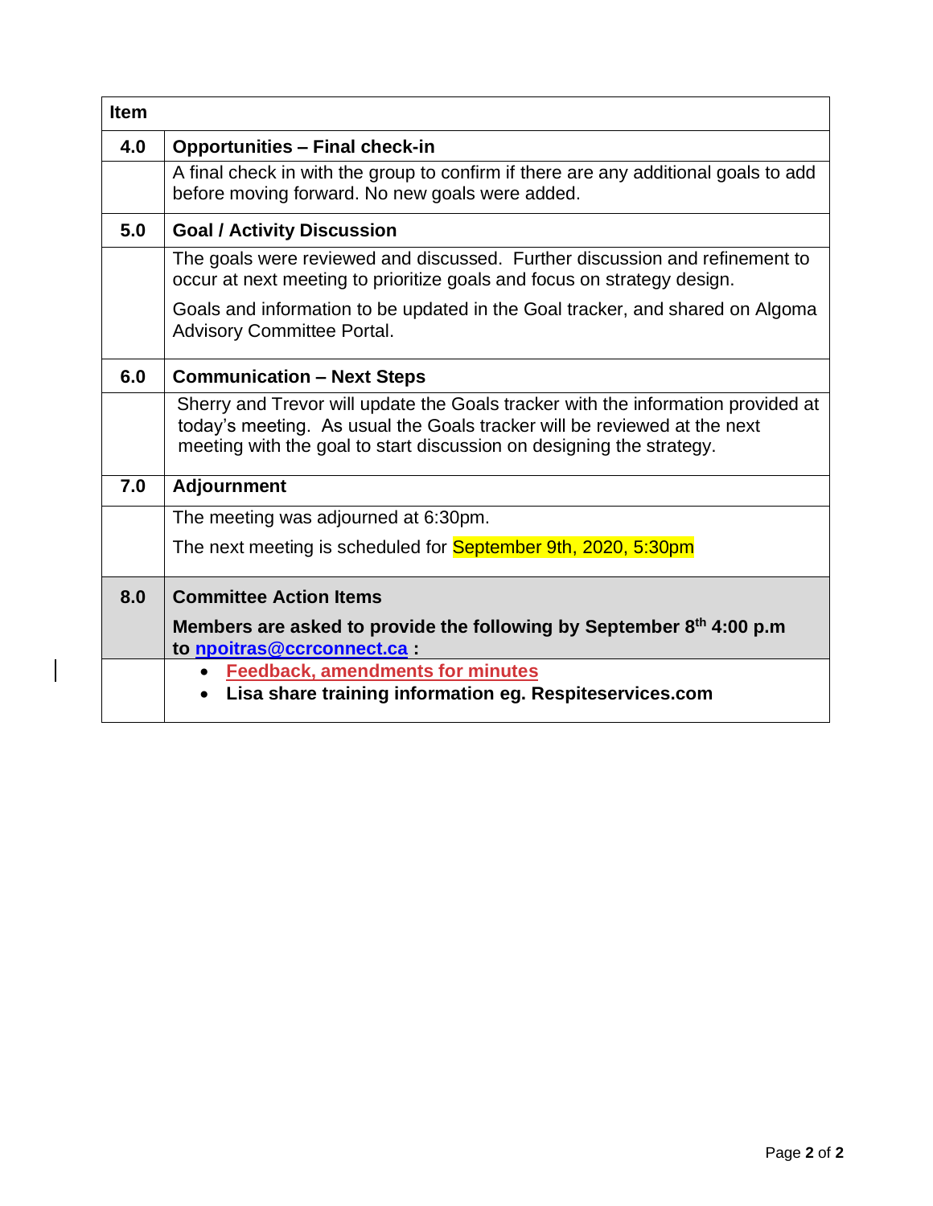| Item | |
|---|---|
| **4.0** | **Opportunities – Final check-in** |
| | A final check in with the group to confirm if there are any additional goals to add before moving forward. No new goals were added. |
| **5.0** | **Goal / Activity Discussion** |
| | The goals were reviewed and discussed. Further discussion and refinement to occur at next meeting to prioritize goals and focus on strategy design.<br><br>Goals and information to be updated in the Goal tracker, and shared on Algoma Advisory Committee Portal. |
| **6.0** | **Communication – Next Steps** |
| | Sherry and Trevor will update the Goals tracker with the information provided at today's meeting. As usual the Goals tracker will be reviewed at the next meeting with the goal to start discussion on designing the strategy. |
| **7.0** | **Adjournment** |
| | The meeting was adjourned at 6:30pm.<br><br>The next meeting is scheduled for September 9th, 2020, 5:30pm |
| **8.0** | **Committee Action Items**<br><br>**Members are asked to provide the following by September 8th 4:00 p.m to npoitras@ccrconnect.ca :** |
| | • **Feedback, amendments for minutes**<br>• **Lisa share training information eg. Respiteservices.com** |